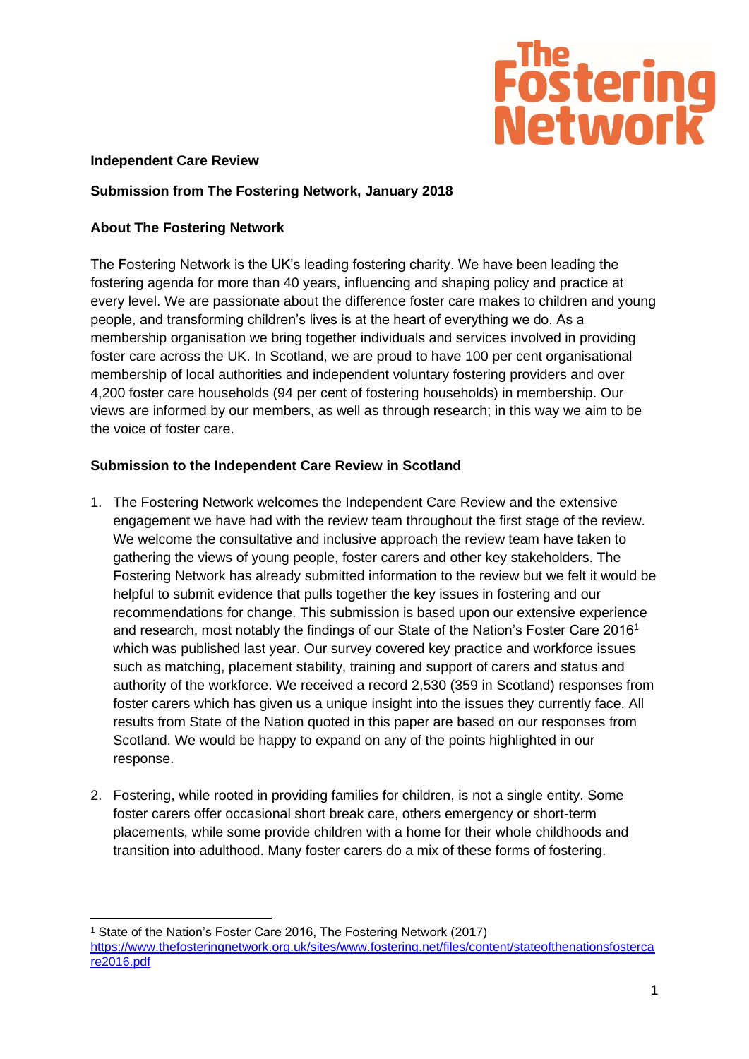**Independent Care Review**

**Submission from The Fostering Network, January 2018**

**About The Fostering Network**

The Fostering Network is the UK's leading fostering charity. We have been leading the fostering agenda for more than 40 years, influencing and shaping policy and practice at every level. We are passionate about the difference foster care makes to children and young people, and transforming children's lives is at the heart of everything we do. As a membership organisation we bring together individuals and services involved in providing foster care across the UK. In Scotland, we are proud to have 100 per cent organisational membership of local authorities and independent voluntary fostering providers and over 4,200 foster care households (94 per cent of fostering households) in membership. Our views are informed by our members, as well as through research; in this way we aim to be the voice of foster care.

**Submission to the Independent Care Review in Scotland**

1. The Fostering Network welcomes the Independent Care Review and the extensive engagement we have had with the review team throughout the first stage of the review. We welcome the consultative and inclusive approach the review team have taken to gathering the views of young people, foster carers and other key stakeholders. The Fostering Network has already submitted information to the review but we felt it would be helpful to submit evidence that pulls together the key issues in fostering and our recommendations for change. This submission is based upon our extensive experience and research, most notably the findings of our State of the Nation's Foster Care 2016[1] which was published last year. Our survey covered key practice and workforce issues such as matching, placement stability, training and support of carers and status and authority of the workforce. We received a record 2,530 (359 in Scotland) responses from foster carers which has given us a unique insight into the issues they currently face. All results from State of the Nation quoted in this paper are based on our responses from Scotland. We would be happy to expand on any of the points highlighted in our response.

2. Fostering, while rooted in providing families for children, is not a single entity. Some foster carers offer occasional short break care, others emergency or short-term placements, while some provide children with a home for their whole childhoods and transition into adulthood. Many foster carers do a mix of these forms of fostering.

---

[1] State of the Nation's Foster Care 2016, The Fostering Network (2017) https://www.thefosteringnetwork.org.uk/sites/www.fostering.net/files/content/stateofthenationsfostercare2016.pdf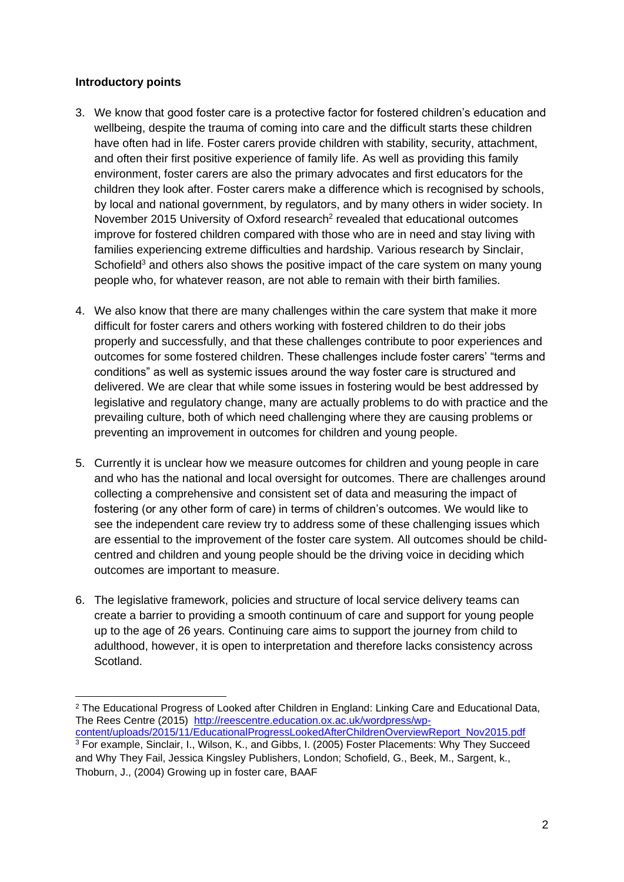**Introductory points**

3. We know that good foster care is a protective factor for fostered children's education and wellbeing, despite the trauma of coming into care and the difficult starts these children have often had in life. Foster carers provide children with stability, security, attachment, and often their first positive experience of family life. As well as providing this family environment, foster carers are also the primary advocates and first educators for the children they look after. Foster carers make a difference which is recognised by schools, by local and national government, by regulators, and by many others in wider society. In November 2015 University of Oxford research[2] revealed that educational outcomes improve for fostered children compared with those who are in need and stay living with families experiencing extreme difficulties and hardship. Various research by Sinclair, Schofield[3] and others also shows the positive impact of the care system on many young people who, for whatever reason, are not able to remain with their birth families.

4. We also know that there are many challenges within the care system that make it more difficult for foster carers and others working with fostered children to do their jobs properly and successfully, and that these challenges contribute to poor experiences and outcomes for some fostered children. These challenges include foster carers' "terms and conditions" as well as systemic issues around the way foster care is structured and delivered. We are clear that while some issues in fostering would be best addressed by legislative and regulatory change, many are actually problems to do with practice and the prevailing culture, both of which need challenging where they are causing problems or preventing an improvement in outcomes for children and young people.

5. Currently it is unclear how we measure outcomes for children and young people in care and who has the national and local oversight for outcomes. There are challenges around collecting a comprehensive and consistent set of data and measuring the impact of fostering (or any other form of care) in terms of children's outcomes. We would like to see the independent care review try to address some of these challenging issues which are essential to the improvement of the foster care system. All outcomes should be child-centred and children and young people should be the driving voice in deciding which outcomes are important to measure.

6. The legislative framework, policies and structure of local service delivery teams can create a barrier to providing a smooth continuum of care and support for young people up to the age of 26 years. Continuing care aims to support the journey from child to adulthood, however, it is open to interpretation and therefore lacks consistency across Scotland.

---

[2] The Educational Progress of Looked after Children in England: Linking Care and Educational Data, The Rees Centre (2015) http://reescentre.education.ox.ac.uk/wordpress/wp-content/uploads/2015/11/EducationalProgressLookedAfterChildrenOverviewReport_Nov2015.pdf

[3] For example, Sinclair, I., Wilson, K., and Gibbs, I. (2005) Foster Placements: Why They Succeed and Why They Fail, Jessica Kingsley Publishers, London; Schofield, G., Beek, M., Sargent, k., Thoburn, J., (2004) Growing up in foster care, BAAF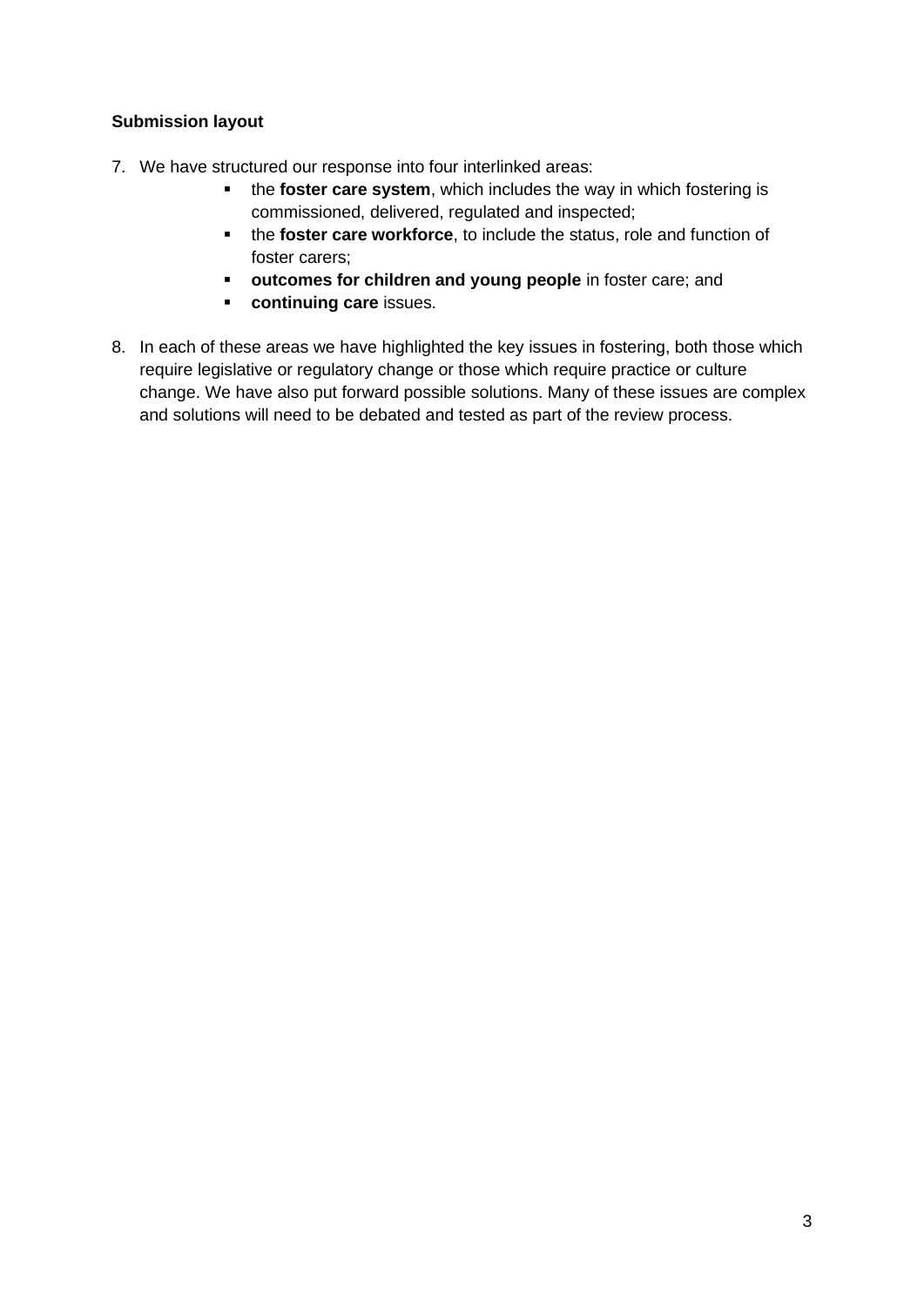**Submission layout**

7. We have structured our response into four interlinked areas:
   - the **foster care system**, which includes the way in which fostering is commissioned, delivered, regulated and inspected;
   - the **foster care workforce**, to include the status, role and function of foster carers;
   - **outcomes for children and young people** in foster care; and
   - **continuing care** issues.

8. In each of these areas we have highlighted the key issues in fostering, both those which require legislative or regulatory change or those which require practice or culture change. We have also put forward possible solutions. Many of these issues are complex and solutions will need to be debated and tested as part of the review process.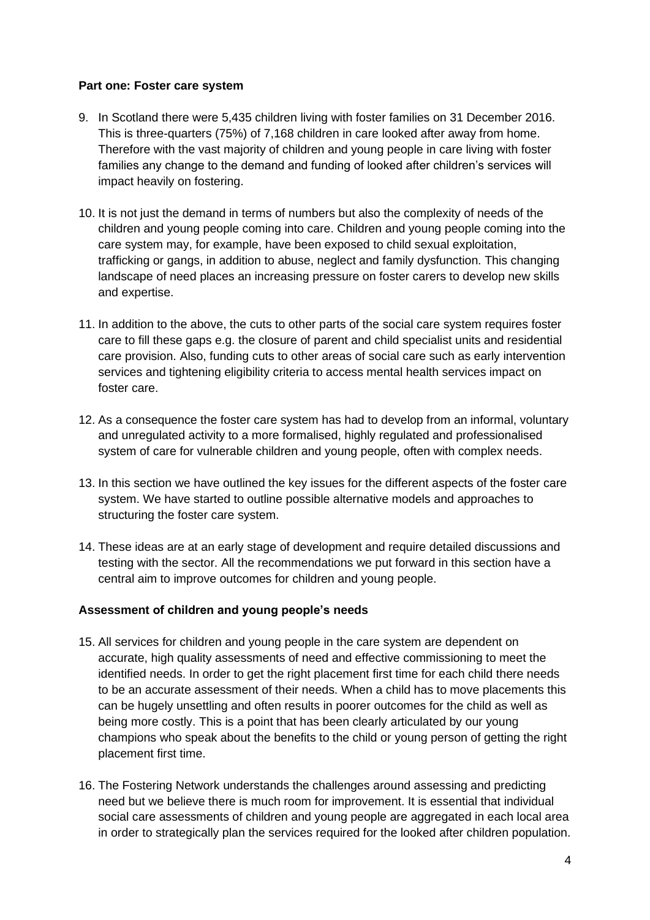**Part one: Foster care system**

9. In Scotland there were 5,435 children living with foster families on 31 December 2016. This is three-quarters (75%) of 7,168 children in care looked after away from home. Therefore with the vast majority of children and young people in care living with foster families any change to the demand and funding of looked after children's services will impact heavily on fostering.

10. It is not just the demand in terms of numbers but also the complexity of needs of the children and young people coming into care. Children and young people coming into the care system may, for example, have been exposed to child sexual exploitation, trafficking or gangs, in addition to abuse, neglect and family dysfunction. This changing landscape of need places an increasing pressure on foster carers to develop new skills and expertise.

11. In addition to the above, the cuts to other parts of the social care system requires foster care to fill these gaps e.g. the closure of parent and child specialist units and residential care provision. Also, funding cuts to other areas of social care such as early intervention services and tightening eligibility criteria to access mental health services impact on foster care.

12. As a consequence the foster care system has had to develop from an informal, voluntary and unregulated activity to a more formalised, highly regulated and professionalised system of care for vulnerable children and young people, often with complex needs.

13. In this section we have outlined the key issues for the different aspects of the foster care system. We have started to outline possible alternative models and approaches to structuring the foster care system.

14. These ideas are at an early stage of development and require detailed discussions and testing with the sector. All the recommendations we put forward in this section have a central aim to improve outcomes for children and young people.

**Assessment of children and young people's needs**

15. All services for children and young people in the care system are dependent on accurate, high quality assessments of need and effective commissioning to meet the identified needs. In order to get the right placement first time for each child there needs to be an accurate assessment of their needs. When a child has to move placements this can be hugely unsettling and often results in poorer outcomes for the child as well as being more costly. This is a point that has been clearly articulated by our young champions who speak about the benefits to the child or young person of getting the right placement first time.

16. The Fostering Network understands the challenges around assessing and predicting need but we believe there is much room for improvement. It is essential that individual social care assessments of children and young people are aggregated in each local area in order to strategically plan the services required for the looked after children population.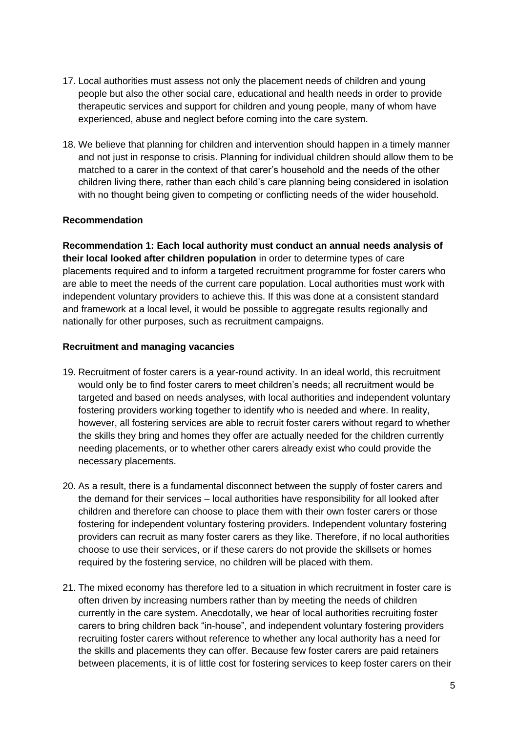17. Local authorities must assess not only the placement needs of children and young people but also the other social care, educational and health needs in order to provide therapeutic services and support for children and young people, many of whom have experienced, abuse and neglect before coming into the care system.

18. We believe that planning for children and intervention should happen in a timely manner and not just in response to crisis. Planning for individual children should allow them to be matched to a carer in the context of that carer's household and the needs of the other children living there, rather than each child's care planning being considered in isolation with no thought being given to competing or conflicting needs of the wider household.

**Recommendation**

**Recommendation 1: Each local authority must conduct an annual needs analysis of their local looked after children population** in order to determine types of care placements required and to inform a targeted recruitment programme for foster carers who are able to meet the needs of the current care population. Local authorities must work with independent voluntary providers to achieve this. If this was done at a consistent standard and framework at a local level, it would be possible to aggregate results regionally and nationally for other purposes, such as recruitment campaigns.

**Recruitment and managing vacancies**

19. Recruitment of foster carers is a year-round activity. In an ideal world, this recruitment would only be to find foster carers to meet children's needs; all recruitment would be targeted and based on needs analyses, with local authorities and independent voluntary fostering providers working together to identify who is needed and where. In reality, however, all fostering services are able to recruit foster carers without regard to whether the skills they bring and homes they offer are actually needed for the children currently needing placements, or to whether other carers already exist who could provide the necessary placements.

20. As a result, there is a fundamental disconnect between the supply of foster carers and the demand for their services – local authorities have responsibility for all looked after children and therefore can choose to place them with their own foster carers or those fostering for independent voluntary fostering providers. Independent voluntary fostering providers can recruit as many foster carers as they like. Therefore, if no local authorities choose to use their services, or if these carers do not provide the skillsets or homes required by the fostering service, no children will be placed with them.

21. The mixed economy has therefore led to a situation in which recruitment in foster care is often driven by increasing numbers rather than by meeting the needs of children currently in the care system. Anecdotally, we hear of local authorities recruiting foster carers to bring children back "in-house", and independent voluntary fostering providers recruiting foster carers without reference to whether any local authority has a need for the skills and placements they can offer. Because few foster carers are paid retainers between placements, it is of little cost for fostering services to keep foster carers on their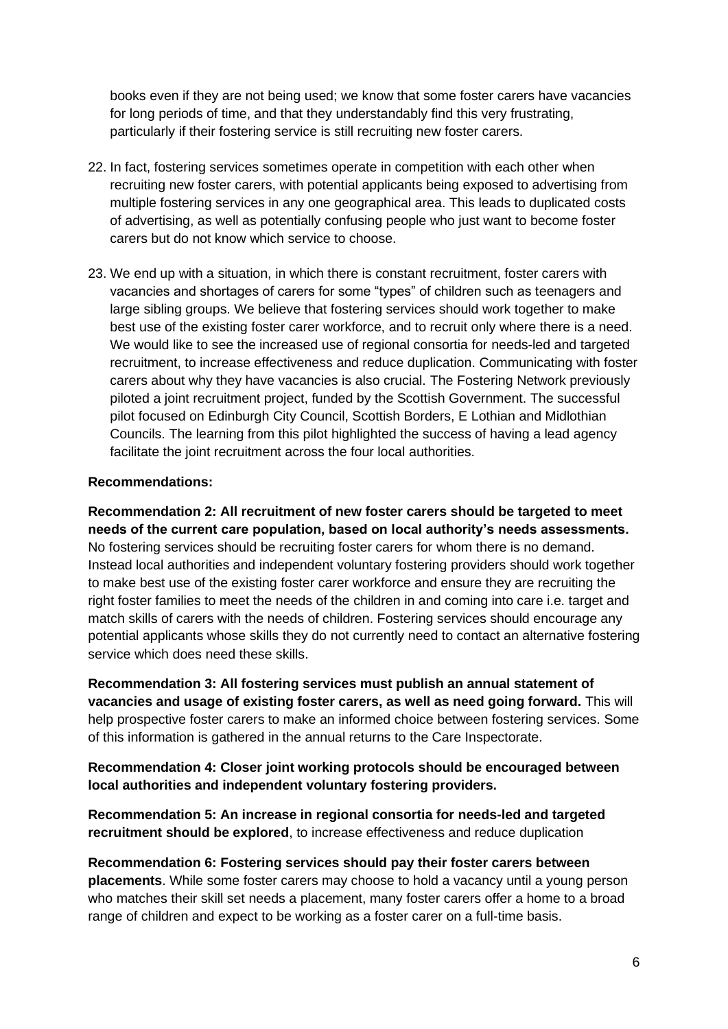books even if they are not being used; we know that some foster carers have vacancies for long periods of time, and that they understandably find this very frustrating, particularly if their fostering service is still recruiting new foster carers.

22. In fact, fostering services sometimes operate in competition with each other when recruiting new foster carers, with potential applicants being exposed to advertising from multiple fostering services in any one geographical area. This leads to duplicated costs of advertising, as well as potentially confusing people who just want to become foster carers but do not know which service to choose.

23. We end up with a situation, in which there is constant recruitment, foster carers with vacancies and shortages of carers for some "types" of children such as teenagers and large sibling groups. We believe that fostering services should work together to make best use of the existing foster carer workforce, and to recruit only where there is a need. We would like to see the increased use of regional consortia for needs-led and targeted recruitment, to increase effectiveness and reduce duplication. Communicating with foster carers about why they have vacancies is also crucial. The Fostering Network previously piloted a joint recruitment project, funded by the Scottish Government. The successful pilot focused on Edinburgh City Council, Scottish Borders, E Lothian and Midlothian Councils. The learning from this pilot highlighted the success of having a lead agency facilitate the joint recruitment across the four local authorities.

**Recommendations:**

**Recommendation 2: All recruitment of new foster carers should be targeted to meet needs of the current care population, based on local authority's needs assessments.** No fostering services should be recruiting foster carers for whom there is no demand. Instead local authorities and independent voluntary fostering providers should work together to make best use of the existing foster carer workforce and ensure they are recruiting the right foster families to meet the needs of the children in and coming into care i.e. target and match skills of carers with the needs of children. Fostering services should encourage any potential applicants whose skills they do not currently need to contact an alternative fostering service which does need these skills.

**Recommendation 3: All fostering services must publish an annual statement of vacancies and usage of existing foster carers, as well as need going forward.** This will help prospective foster carers to make an informed choice between fostering services. Some of this information is gathered in the annual returns to the Care Inspectorate.

**Recommendation 4: Closer joint working protocols should be encouraged between local authorities and independent voluntary fostering providers.**

**Recommendation 5: An increase in regional consortia for needs-led and targeted recruitment should be explored**, to increase effectiveness and reduce duplication

**Recommendation 6: Fostering services should pay their foster carers between placements**. While some foster carers may choose to hold a vacancy until a young person who matches their skill set needs a placement, many foster carers offer a home to a broad range of children and expect to be working as a foster carer on a full-time basis.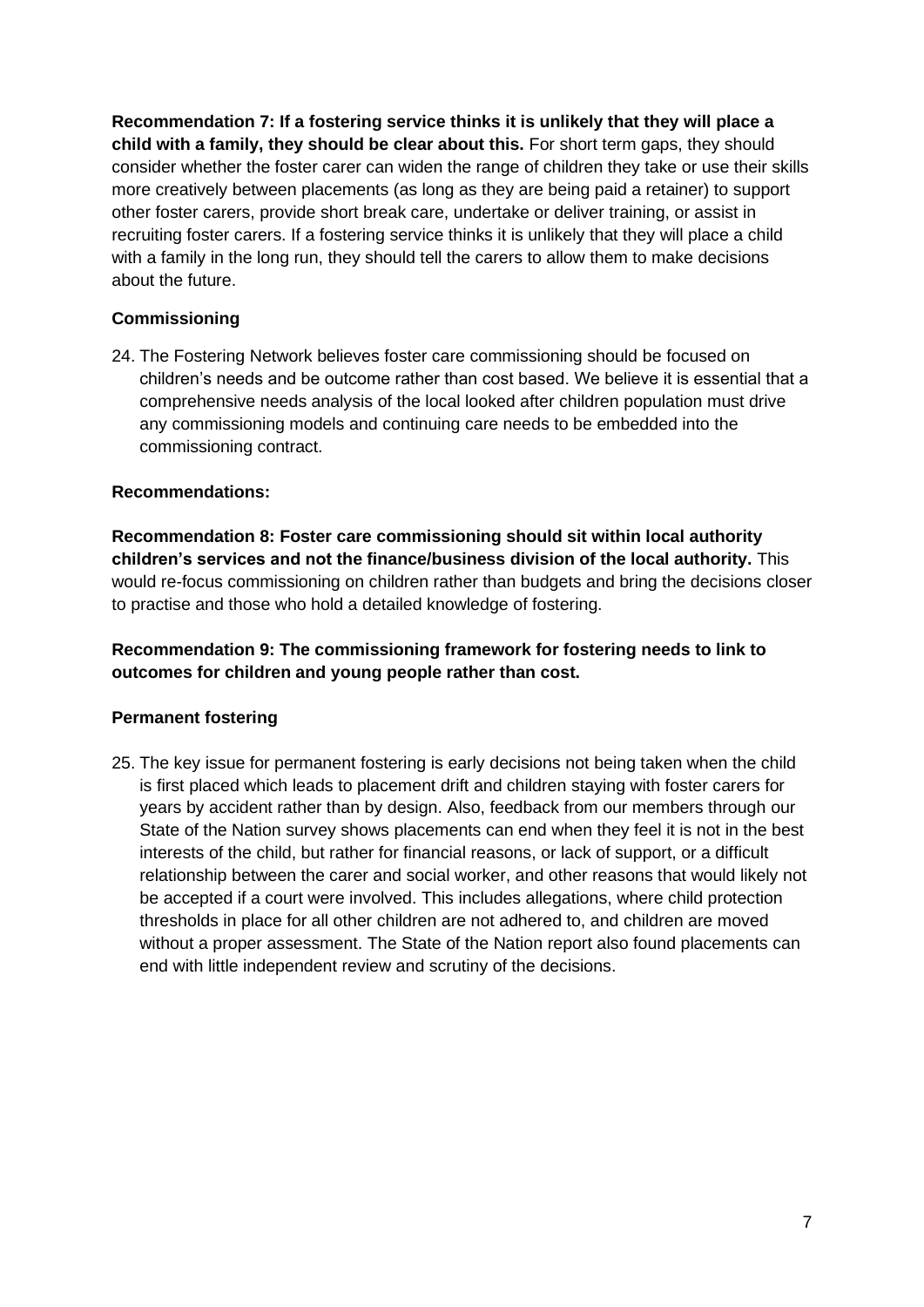**Recommendation 7: If a fostering service thinks it is unlikely that they will place a child with a family, they should be clear about this.** For short term gaps, they should consider whether the foster carer can widen the range of children they take or use their skills more creatively between placements (as long as they are being paid a retainer) to support other foster carers, provide short break care, undertake or deliver training, or assist in recruiting foster carers. If a fostering service thinks it is unlikely that they will place a child with a family in the long run, they should tell the carers to allow them to make decisions about the future.

### Commissioning

24. The Fostering Network believes foster care commissioning should be focused on children's needs and be outcome rather than cost based. We believe it is essential that a comprehensive needs analysis of the local looked after children population must drive any commissioning models and continuing care needs to be embedded into the commissioning contract.

**Recommendations:**

**Recommendation 8: Foster care commissioning should sit within local authority children's services and not the finance/business division of the local authority.** This would re-focus commissioning on children rather than budgets and bring the decisions closer to practise and those who hold a detailed knowledge of fostering.

**Recommendation 9: The commissioning framework for fostering needs to link to outcomes for children and young people rather than cost.**

### Permanent fostering

25. The key issue for permanent fostering is early decisions not being taken when the child is first placed which leads to placement drift and children staying with foster carers for years by accident rather than by design. Also, feedback from our members through our State of the Nation survey shows placements can end when they feel it is not in the best interests of the child, but rather for financial reasons, or lack of support, or a difficult relationship between the carer and social worker, and other reasons that would likely not be accepted if a court were involved. This includes allegations, where child protection thresholds in place for all other children are not adhered to, and children are moved without a proper assessment. The State of the Nation report also found placements can end with little independent review and scrutiny of the decisions.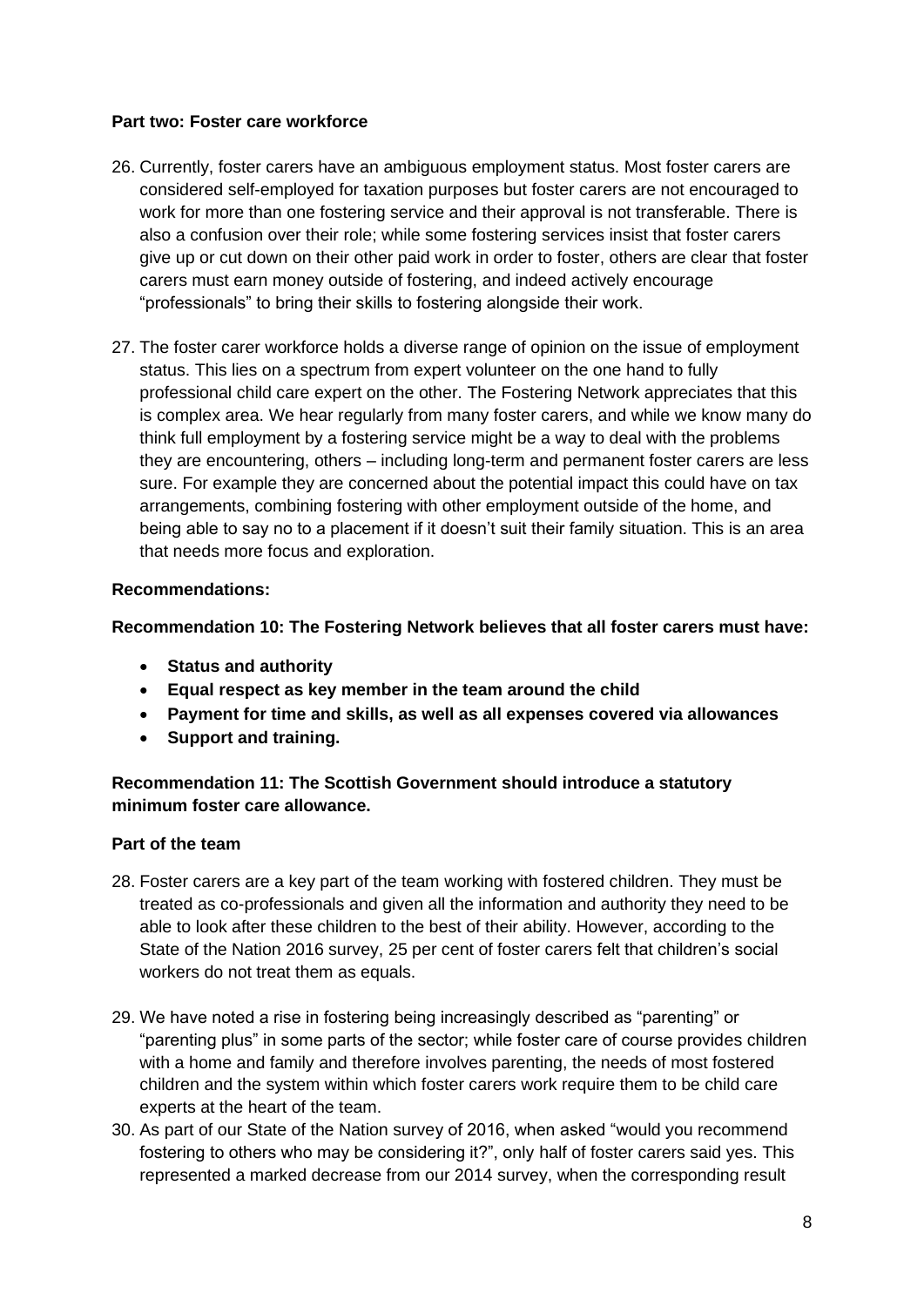**Part two: Foster care workforce**

26. Currently, foster carers have an ambiguous employment status. Most foster carers are considered self-employed for taxation purposes but foster carers are not encouraged to work for more than one fostering service and their approval is not transferable. There is also a confusion over their role; while some fostering services insist that foster carers give up or cut down on their other paid work in order to foster, others are clear that foster carers must earn money outside of fostering, and indeed actively encourage "professionals" to bring their skills to fostering alongside their work.

27. The foster carer workforce holds a diverse range of opinion on the issue of employment status. This lies on a spectrum from expert volunteer on the one hand to fully professional child care expert on the other. The Fostering Network appreciates that this is complex area. We hear regularly from many foster carers, and while we know many do think full employment by a fostering service might be a way to deal with the problems they are encountering, others – including long-term and permanent foster carers are less sure. For example they are concerned about the potential impact this could have on tax arrangements, combining fostering with other employment outside of the home, and being able to say no to a placement if it doesn't suit their family situation. This is an area that needs more focus and exploration.

**Recommendations:**

**Recommendation 10: The Fostering Network believes that all foster carers must have:**

- **Status and authority**
- **Equal respect as key member in the team around the child**
- **Payment for time and skills, as well as all expenses covered via allowances**
- **Support and training.**

**Recommendation 11: The Scottish Government should introduce a statutory minimum foster care allowance.**

**Part of the team**

28. Foster carers are a key part of the team working with fostered children. They must be treated as co-professionals and given all the information and authority they need to be able to look after these children to the best of their ability. However, according to the State of the Nation 2016 survey, 25 per cent of foster carers felt that children's social workers do not treat them as equals.

29. We have noted a rise in fostering being increasingly described as "parenting" or "parenting plus" in some parts of the sector; while foster care of course provides children with a home and family and therefore involves parenting, the needs of most fostered children and the system within which foster carers work require them to be child care experts at the heart of the team.

30. As part of our State of the Nation survey of 2016, when asked "would you recommend fostering to others who may be considering it?", only half of foster carers said yes. This represented a marked decrease from our 2014 survey, when the corresponding result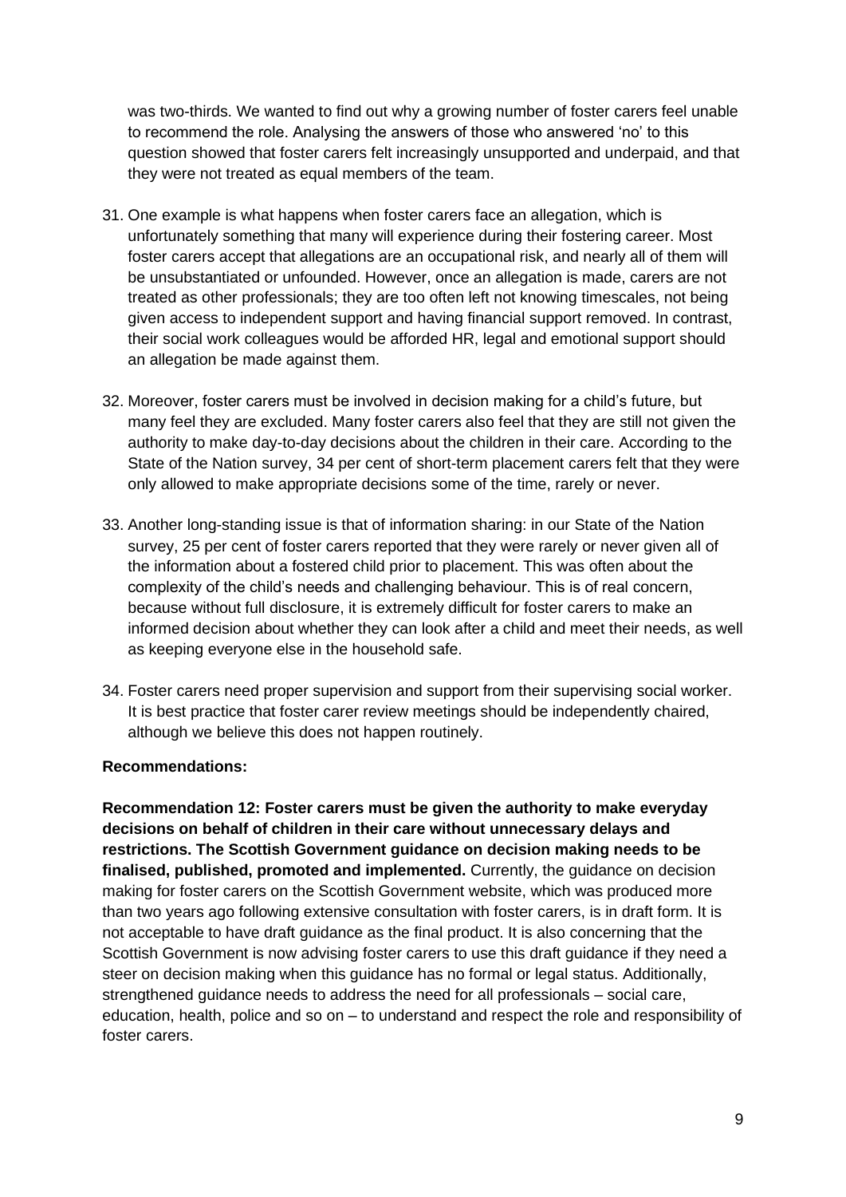was two-thirds. We wanted to find out why a growing number of foster carers feel unable to recommend the role. Analysing the answers of those who answered 'no' to this question showed that foster carers felt increasingly unsupported and underpaid, and that they were not treated as equal members of the team.

31. One example is what happens when foster carers face an allegation, which is unfortunately something that many will experience during their fostering career. Most foster carers accept that allegations are an occupational risk, and nearly all of them will be unsubstantiated or unfounded. However, once an allegation is made, carers are not treated as other professionals; they are too often left not knowing timescales, not being given access to independent support and having financial support removed. In contrast, their social work colleagues would be afforded HR, legal and emotional support should an allegation be made against them.

32. Moreover, foster carers must be involved in decision making for a child's future, but many feel they are excluded. Many foster carers also feel that they are still not given the authority to make day-to-day decisions about the children in their care. According to the State of the Nation survey, 34 per cent of short-term placement carers felt that they were only allowed to make appropriate decisions some of the time, rarely or never.

33. Another long-standing issue is that of information sharing: in our State of the Nation survey, 25 per cent of foster carers reported that they were rarely or never given all of the information about a fostered child prior to placement. This was often about the complexity of the child's needs and challenging behaviour. This is of real concern, because without full disclosure, it is extremely difficult for foster carers to make an informed decision about whether they can look after a child and meet their needs, as well as keeping everyone else in the household safe.

34. Foster carers need proper supervision and support from their supervising social worker. It is best practice that foster carer review meetings should be independently chaired, although we believe this does not happen routinely.

**Recommendations:**

**Recommendation 12: Foster carers must be given the authority to make everyday decisions on behalf of children in their care without unnecessary delays and restrictions. The Scottish Government guidance on decision making needs to be finalised, published, promoted and implemented.** Currently, the guidance on decision making for foster carers on the Scottish Government website, which was produced more than two years ago following extensive consultation with foster carers, is in draft form. It is not acceptable to have draft guidance as the final product. It is also concerning that the Scottish Government is now advising foster carers to use this draft guidance if they need a steer on decision making when this guidance has no formal or legal status. Additionally, strengthened guidance needs to address the need for all professionals – social care, education, health, police and so on – to understand and respect the role and responsibility of foster carers.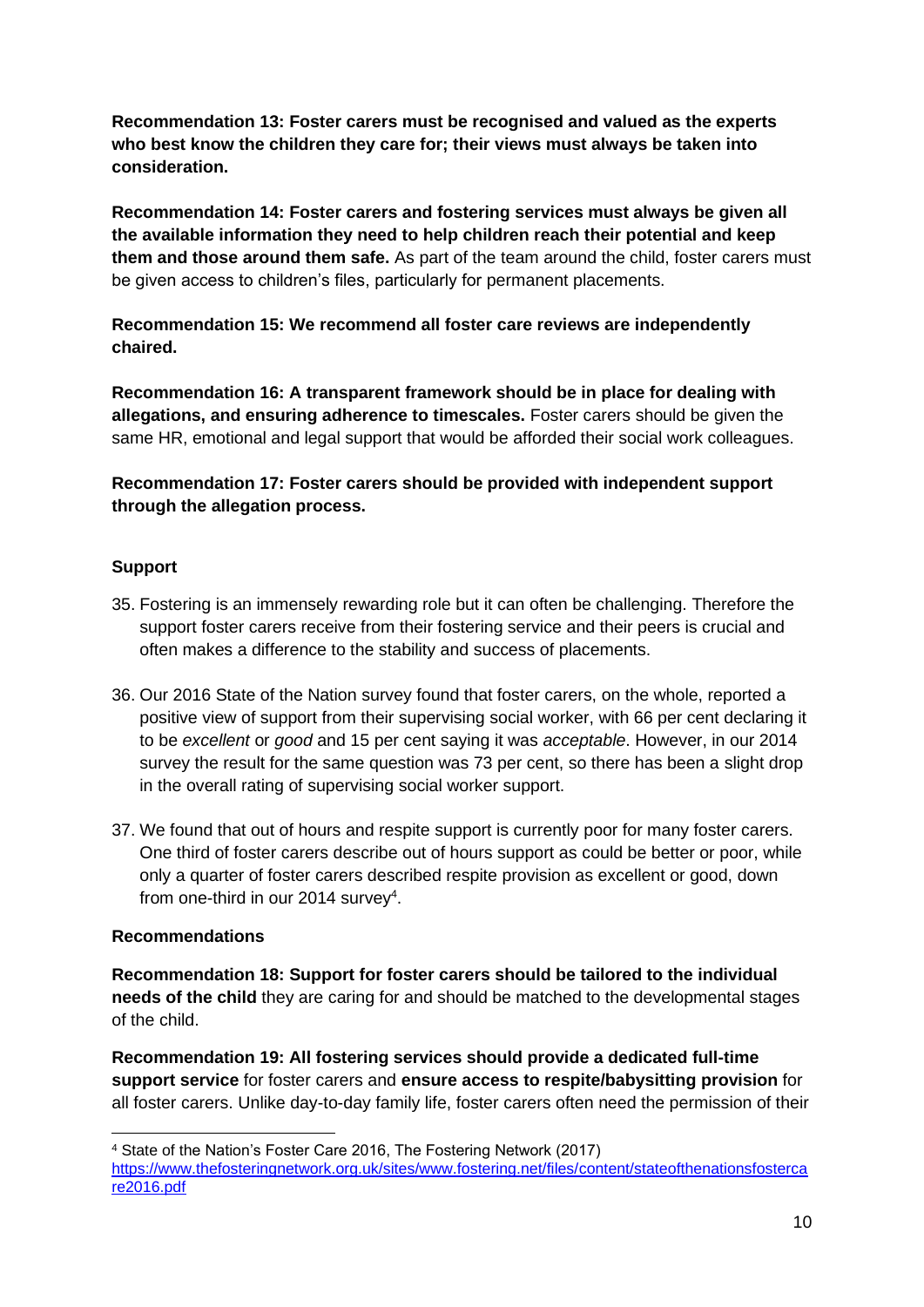**Recommendation 13: Foster carers must be recognised and valued as the experts who best know the children they care for; their views must always be taken into consideration.**

**Recommendation 14: Foster carers and fostering services must always be given all the available information they need to help children reach their potential and keep them and those around them safe.** As part of the team around the child, foster carers must be given access to children's files, particularly for permanent placements.

**Recommendation 15: We recommend all foster care reviews are independently chaired.**

**Recommendation 16: A transparent framework should be in place for dealing with allegations, and ensuring adherence to timescales.** Foster carers should be given the same HR, emotional and legal support that would be afforded their social work colleagues.

**Recommendation 17: Foster carers should be provided with independent support through the allegation process.**

### Support

35. Fostering is an immensely rewarding role but it can often be challenging. Therefore the support foster carers receive from their fostering service and their peers is crucial and often makes a difference to the stability and success of placements.

36. Our 2016 State of the Nation survey found that foster carers, on the whole, reported a positive view of support from their supervising social worker, with 66 per cent declaring it to be *excellent* or *good* and 15 per cent saying it was *acceptable*. However, in our 2014 survey the result for the same question was 73 per cent, so there has been a slight drop in the overall rating of supervising social worker support.

37. We found that out of hours and respite support is currently poor for many foster carers. One third of foster carers describe out of hours support as could be better or poor, while only a quarter of foster carers described respite provision as excellent or good, down from one-third in our 2014 survey[4].

### Recommendations

**Recommendation 18: Support for foster carers should be tailored to the individual needs of the child** they are caring for and should be matched to the developmental stages of the child.

**Recommendation 19: All fostering services should provide a dedicated full-time support service** for foster carers and **ensure access to respite/babysitting provision** for all foster carers. Unlike day-to-day family life, foster carers often need the permission of their

---

[4] State of the Nation's Foster Care 2016, The Fostering Network (2017) https://www.thefosteringnetwork.org.uk/sites/www.fostering.net/files/content/stateofthenationsfostercare2016.pdf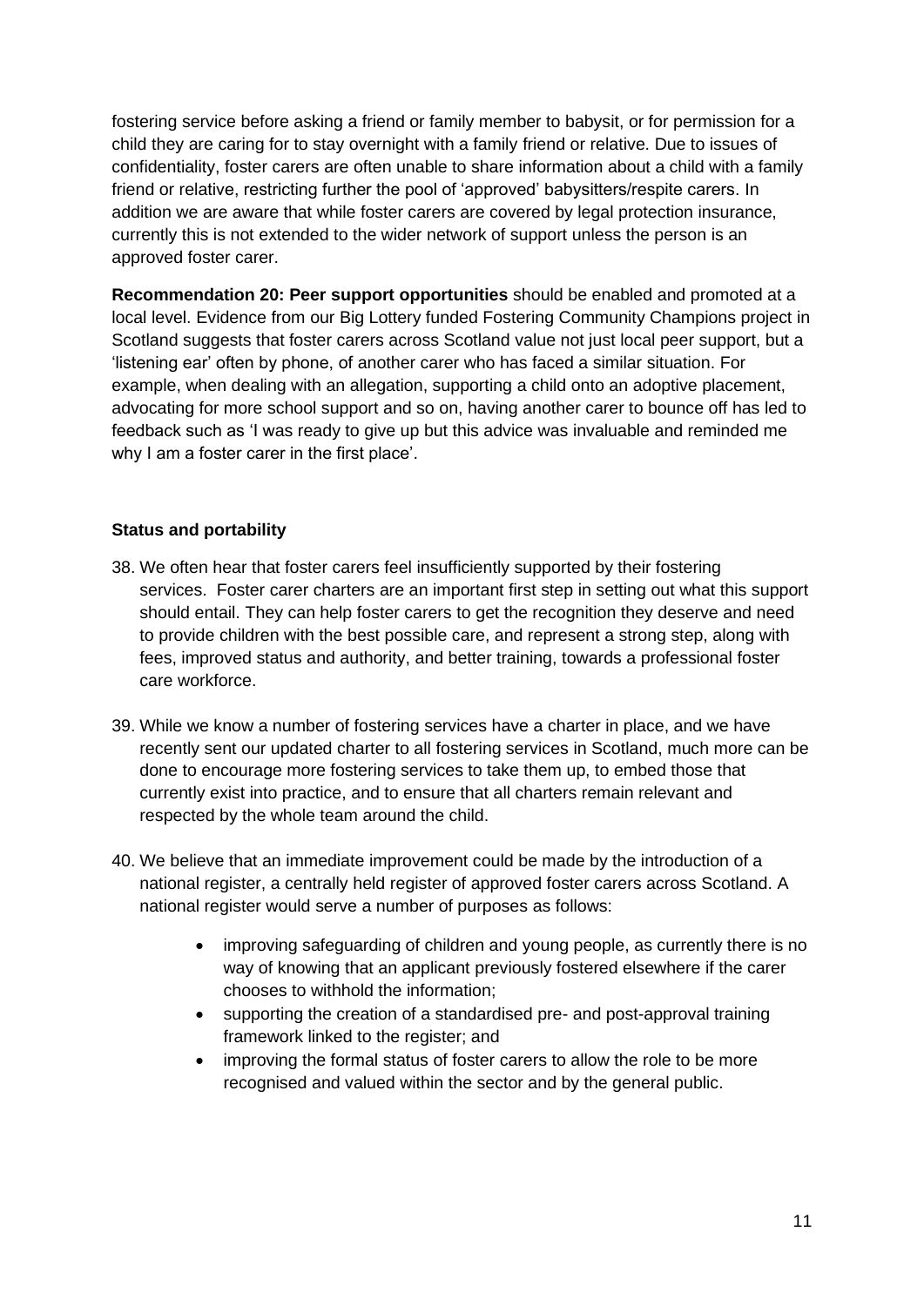fostering service before asking a friend or family member to babysit, or for permission for a child they are caring for to stay overnight with a family friend or relative. Due to issues of confidentiality, foster carers are often unable to share information about a child with a family friend or relative, restricting further the pool of 'approved' babysitters/respite carers. In addition we are aware that while foster carers are covered by legal protection insurance, currently this is not extended to the wider network of support unless the person is an approved foster carer.

**Recommendation 20: Peer support opportunities** should be enabled and promoted at a local level. Evidence from our Big Lottery funded Fostering Community Champions project in Scotland suggests that foster carers across Scotland value not just local peer support, but a 'listening ear' often by phone, of another carer who has faced a similar situation. For example, when dealing with an allegation, supporting a child onto an adoptive placement, advocating for more school support and so on, having another carer to bounce off has led to feedback such as 'I was ready to give up but this advice was invaluable and reminded me why I am a foster carer in the first place'.

**Status and portability**

38. We often hear that foster carers feel insufficiently supported by their fostering services. Foster carer charters are an important first step in setting out what this support should entail. They can help foster carers to get the recognition they deserve and need to provide children with the best possible care, and represent a strong step, along with fees, improved status and authority, and better training, towards a professional foster care workforce.

39. While we know a number of fostering services have a charter in place, and we have recently sent our updated charter to all fostering services in Scotland, much more can be done to encourage more fostering services to take them up, to embed those that currently exist into practice, and to ensure that all charters remain relevant and respected by the whole team around the child.

40. We believe that an immediate improvement could be made by the introduction of a national register, a centrally held register of approved foster carers across Scotland. A national register would serve a number of purposes as follows:

    - improving safeguarding of children and young people, as currently there is no way of knowing that an applicant previously fostered elsewhere if the carer chooses to withhold the information;
    - supporting the creation of a standardised pre- and post-approval training framework linked to the register; and
    - improving the formal status of foster carers to allow the role to be more recognised and valued within the sector and by the general public.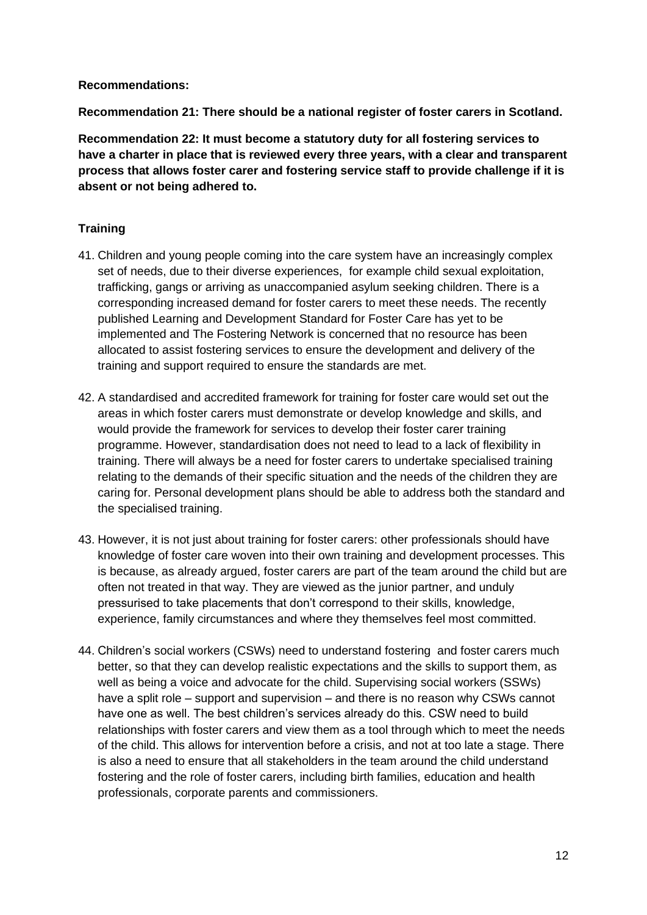**Recommendations:**

**Recommendation 21: There should be a national register of foster carers in Scotland.**

**Recommendation 22: It must become a statutory duty for all fostering services to have a charter in place that is reviewed every three years, with a clear and transparent process that allows foster carer and fostering service staff to provide challenge if it is absent or not being adhered to.**

### Training

41. Children and young people coming into the care system have an increasingly complex set of needs, due to their diverse experiences, for example child sexual exploitation, trafficking, gangs or arriving as unaccompanied asylum seeking children. There is a corresponding increased demand for foster carers to meet these needs. The recently published Learning and Development Standard for Foster Care has yet to be implemented and The Fostering Network is concerned that no resource has been allocated to assist fostering services to ensure the development and delivery of the training and support required to ensure the standards are met.

42. A standardised and accredited framework for training for foster care would set out the areas in which foster carers must demonstrate or develop knowledge and skills, and would provide the framework for services to develop their foster carer training programme. However, standardisation does not need to lead to a lack of flexibility in training. There will always be a need for foster carers to undertake specialised training relating to the demands of their specific situation and the needs of the children they are caring for. Personal development plans should be able to address both the standard and the specialised training.

43. However, it is not just about training for foster carers: other professionals should have knowledge of foster care woven into their own training and development processes. This is because, as already argued, foster carers are part of the team around the child but are often not treated in that way. They are viewed as the junior partner, and unduly pressurised to take placements that don't correspond to their skills, knowledge, experience, family circumstances and where they themselves feel most committed.

44. Children's social workers (CSWs) need to understand fostering and foster carers much better, so that they can develop realistic expectations and the skills to support them, as well as being a voice and advocate for the child. Supervising social workers (SSWs) have a split role – support and supervision – and there is no reason why CSWs cannot have one as well. The best children's services already do this. CSW need to build relationships with foster carers and view them as a tool through which to meet the needs of the child. This allows for intervention before a crisis, and not at too late a stage. There is also a need to ensure that all stakeholders in the team around the child understand fostering and the role of foster carers, including birth families, education and health professionals, corporate parents and commissioners.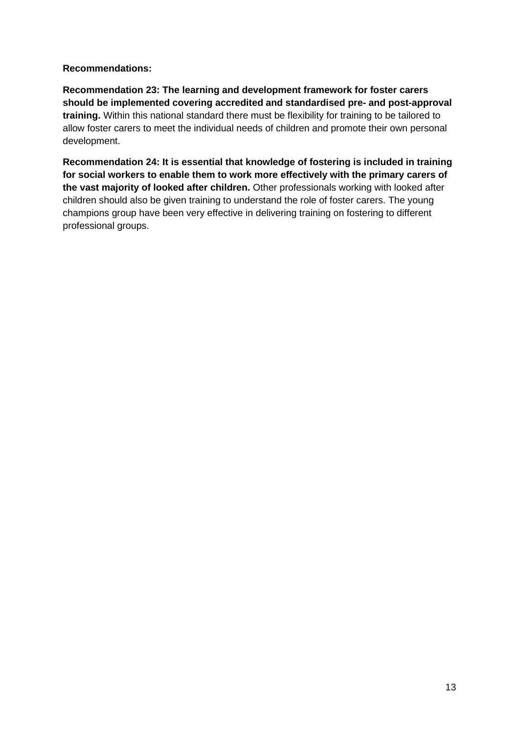**Recommendations:**

**Recommendation 23: The learning and development framework for foster carers should be implemented covering accredited and standardised pre- and post-approval training.** Within this national standard there must be flexibility for training to be tailored to allow foster carers to meet the individual needs of children and promote their own personal development.

**Recommendation 24: It is essential that knowledge of fostering is included in training for social workers to enable them to work more effectively with the primary carers of the vast majority of looked after children.** Other professionals working with looked after children should also be given training to understand the role of foster carers. The young champions group have been very effective in delivering training on fostering to different professional groups.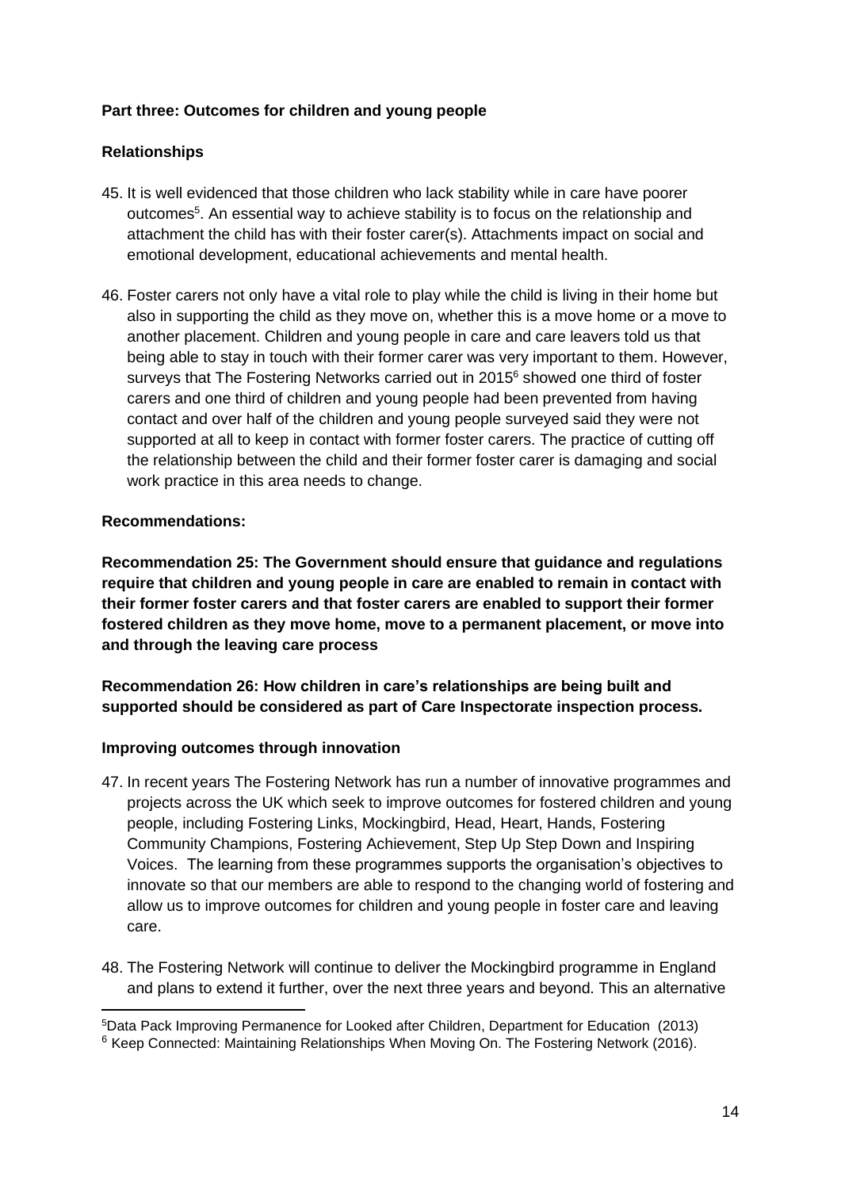**Part three: Outcomes for children and young people**

**Relationships**

45. It is well evidenced that those children who lack stability while in care have poorer outcomes[5]. An essential way to achieve stability is to focus on the relationship and attachment the child has with their foster carer(s). Attachments impact on social and emotional development, educational achievements and mental health.

46. Foster carers not only have a vital role to play while the child is living in their home but also in supporting the child as they move on, whether this is a move home or a move to another placement. Children and young people in care and care leavers told us that being able to stay in touch with their former carer was very important to them. However, surveys that The Fostering Networks carried out in 2015[6] showed one third of foster carers and one third of children and young people had been prevented from having contact and over half of the children and young people surveyed said they were not supported at all to keep in contact with former foster carers. The practice of cutting off the relationship between the child and their former foster carer is damaging and social work practice in this area needs to change.

**Recommendations:**

**Recommendation 25: The Government should ensure that guidance and regulations require that children and young people in care are enabled to remain in contact with their former foster carers and that foster carers are enabled to support their former fostered children as they move home, move to a permanent placement, or move into and through the leaving care process**

**Recommendation 26: How children in care's relationships are being built and supported should be considered as part of Care Inspectorate inspection process.**

**Improving outcomes through innovation**

47. In recent years The Fostering Network has run a number of innovative programmes and projects across the UK which seek to improve outcomes for fostered children and young people, including Fostering Links, Mockingbird, Head, Heart, Hands, Fostering Community Champions, Fostering Achievement, Step Up Step Down and Inspiring Voices. The learning from these programmes supports the organisation's objectives to innovate so that our members are able to respond to the changing world of fostering and allow us to improve outcomes for children and young people in foster care and leaving care.

48. The Fostering Network will continue to deliver the Mockingbird programme in England and plans to extend it further, over the next three years and beyond. This an alternative

---

[5] Data Pack Improving Permanence for Looked after Children, Department for Education (2013)

[6] Keep Connected: Maintaining Relationships When Moving On. The Fostering Network (2016).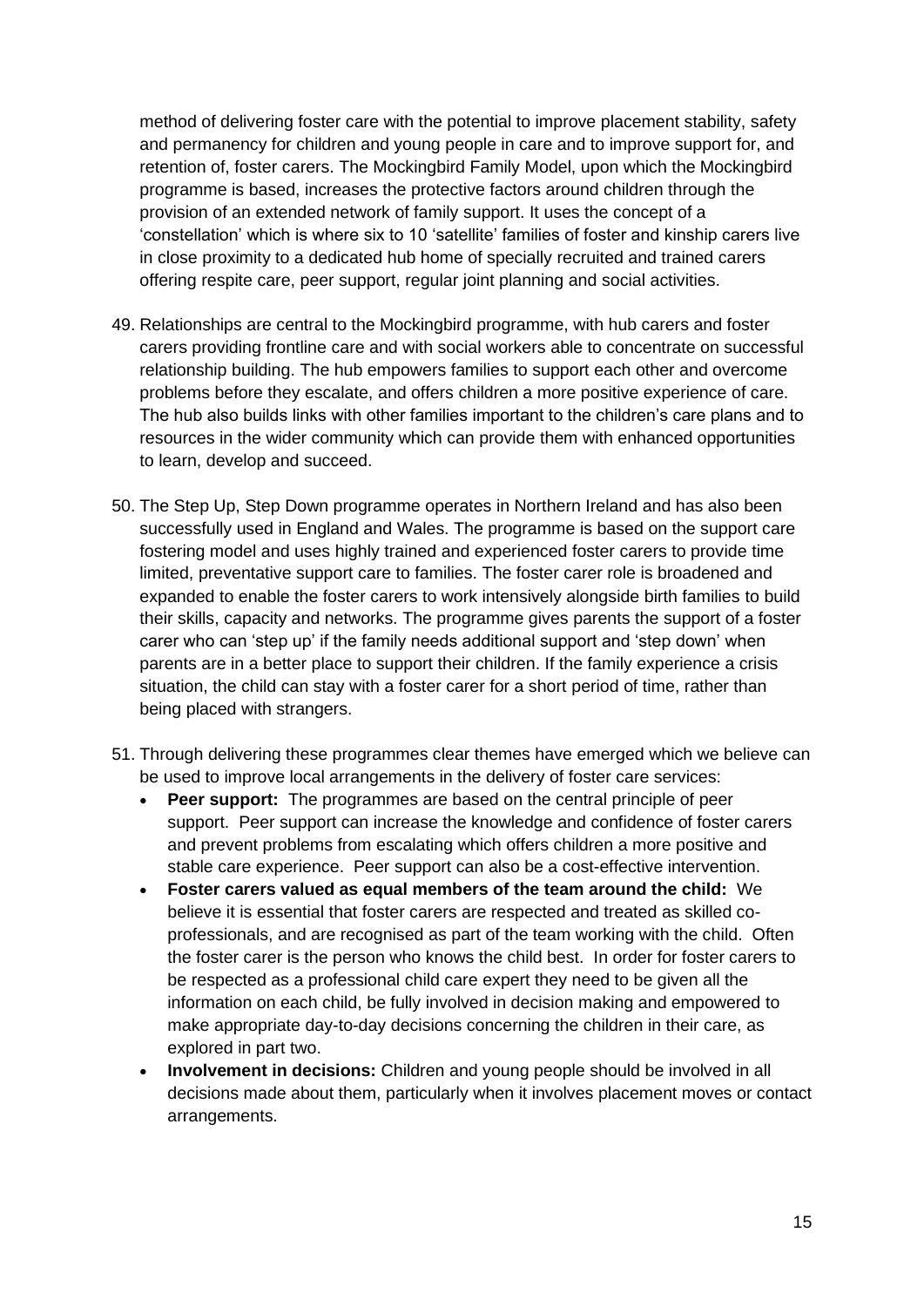method of delivering foster care with the potential to improve placement stability, safety and permanency for children and young people in care and to improve support for, and retention of, foster carers. The Mockingbird Family Model, upon which the Mockingbird programme is based, increases the protective factors around children through the provision of an extended network of family support. It uses the concept of a 'constellation' which is where six to 10 'satellite' families of foster and kinship carers live in close proximity to a dedicated hub home of specially recruited and trained carers offering respite care, peer support, regular joint planning and social activities.

49. Relationships are central to the Mockingbird programme, with hub carers and foster carers providing frontline care and with social workers able to concentrate on successful relationship building. The hub empowers families to support each other and overcome problems before they escalate, and offers children a more positive experience of care. The hub also builds links with other families important to the children's care plans and to resources in the wider community which can provide them with enhanced opportunities to learn, develop and succeed.

50. The Step Up, Step Down programme operates in Northern Ireland and has also been successfully used in England and Wales. The programme is based on the support care fostering model and uses highly trained and experienced foster carers to provide time limited, preventative support care to families. The foster carer role is broadened and expanded to enable the foster carers to work intensively alongside birth families to build their skills, capacity and networks. The programme gives parents the support of a foster carer who can 'step up' if the family needs additional support and 'step down' when parents are in a better place to support their children. If the family experience a crisis situation, the child can stay with a foster carer for a short period of time, rather than being placed with strangers.

51. Through delivering these programmes clear themes have emerged which we believe can be used to improve local arrangements in the delivery of foster care services:
    - **Peer support:** The programmes are based on the central principle of peer support. Peer support can increase the knowledge and confidence of foster carers and prevent problems from escalating which offers children a more positive and stable care experience. Peer support can also be a cost-effective intervention.
    - **Foster carers valued as equal members of the team around the child:** We believe it is essential that foster carers are respected and treated as skilled co-professionals, and are recognised as part of the team working with the child. Often the foster carer is the person who knows the child best. In order for foster carers to be respected as a professional child care expert they need to be given all the information on each child, be fully involved in decision making and empowered to make appropriate day-to-day decisions concerning the children in their care, as explored in part two.
    - **Involvement in decisions:** Children and young people should be involved in all decisions made about them, particularly when it involves placement moves or contact arrangements.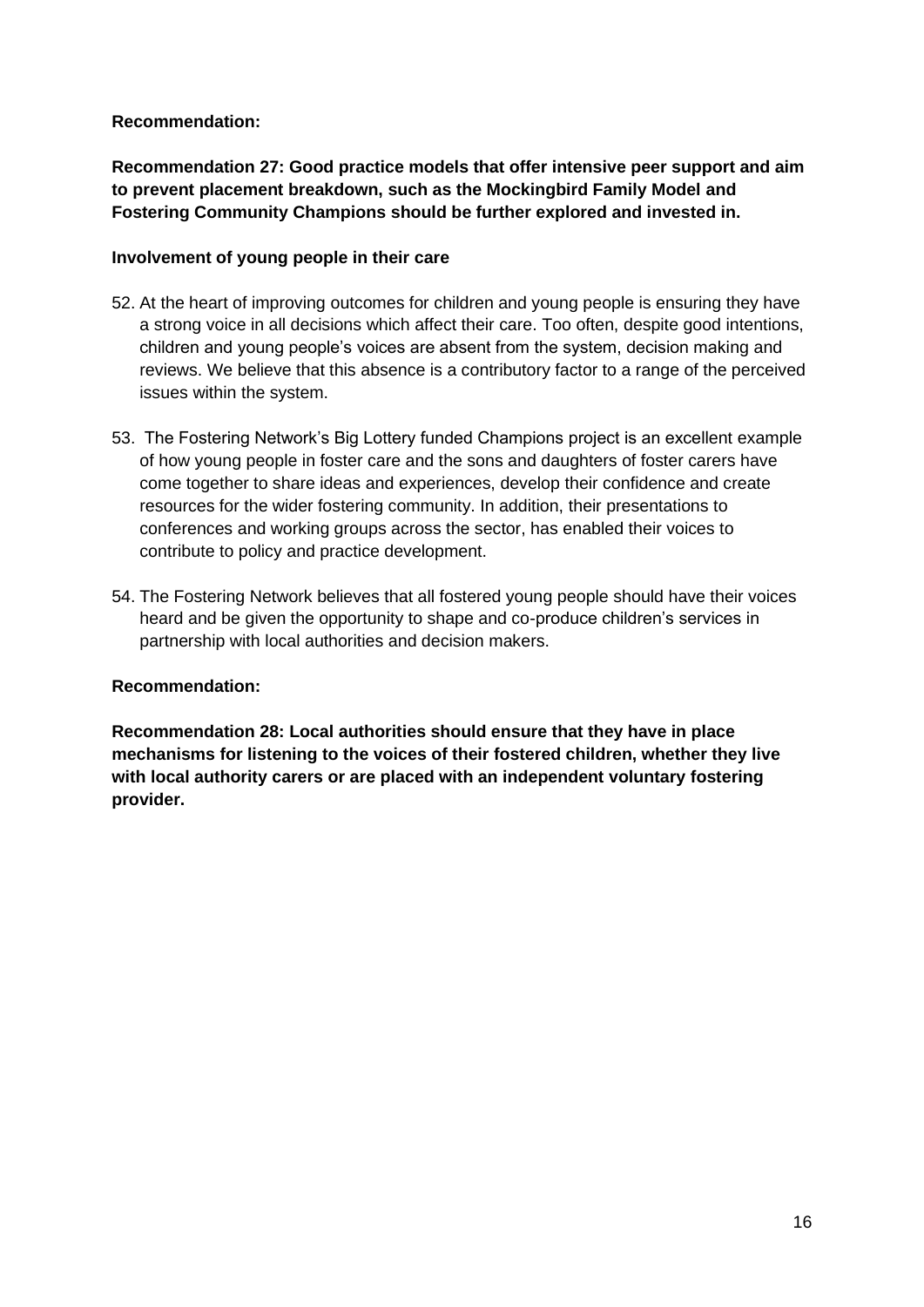**Recommendation:**

**Recommendation 27: Good practice models that offer intensive peer support and aim to prevent placement breakdown, such as the Mockingbird Family Model and Fostering Community Champions should be further explored and invested in.**

**Involvement of young people in their care**

52. At the heart of improving outcomes for children and young people is ensuring they have a strong voice in all decisions which affect their care. Too often, despite good intentions, children and young people's voices are absent from the system, decision making and reviews. We believe that this absence is a contributory factor to a range of the perceived issues within the system.

53. The Fostering Network's Big Lottery funded Champions project is an excellent example of how young people in foster care and the sons and daughters of foster carers have come together to share ideas and experiences, develop their confidence and create resources for the wider fostering community. In addition, their presentations to conferences and working groups across the sector, has enabled their voices to contribute to policy and practice development.

54. The Fostering Network believes that all fostered young people should have their voices heard and be given the opportunity to shape and co-produce children's services in partnership with local authorities and decision makers.

**Recommendation:**

**Recommendation 28: Local authorities should ensure that they have in place mechanisms for listening to the voices of their fostered children, whether they live with local authority carers or are placed with an independent voluntary fostering provider.**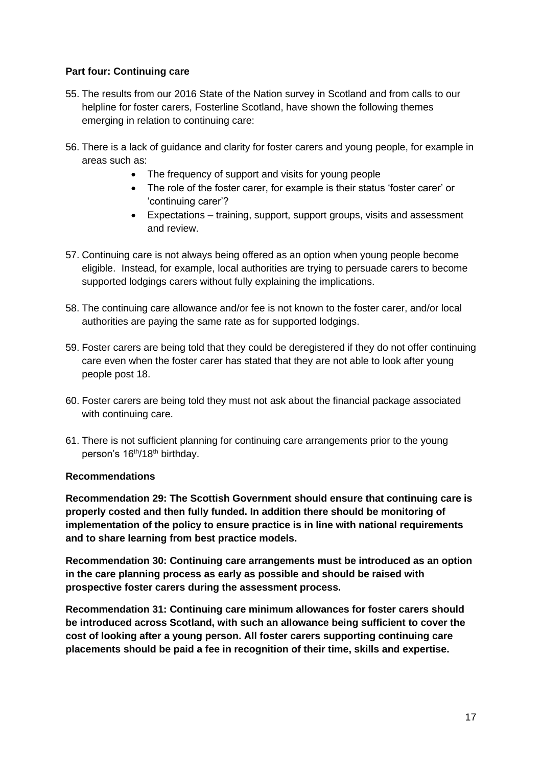**Part four: Continuing care**

55. The results from our 2016 State of the Nation survey in Scotland and from calls to our helpline for foster carers, Fosterline Scotland, have shown the following themes emerging in relation to continuing care:

56. There is a lack of guidance and clarity for foster carers and young people, for example in areas such as:
    - The frequency of support and visits for young people
    - The role of the foster carer, for example is their status 'foster carer' or 'continuing carer'?
    - Expectations – training, support, support groups, visits and assessment and review.

57. Continuing care is not always being offered as an option when young people become eligible. Instead, for example, local authorities are trying to persuade carers to become supported lodgings carers without fully explaining the implications.

58. The continuing care allowance and/or fee is not known to the foster carer, and/or local authorities are paying the same rate as for supported lodgings.

59. Foster carers are being told that they could be deregistered if they do not offer continuing care even when the foster carer has stated that they are not able to look after young people post 18.

60. Foster carers are being told they must not ask about the financial package associated with continuing care.

61. There is not sufficient planning for continuing care arrangements prior to the young person's 16th/18th birthday.

**Recommendations**

**Recommendation 29: The Scottish Government should ensure that continuing care is properly costed and then fully funded. In addition there should be monitoring of implementation of the policy to ensure practice is in line with national requirements and to share learning from best practice models.**

**Recommendation 30: Continuing care arrangements must be introduced as an option in the care planning process as early as possible and should be raised with prospective foster carers during the assessment process.**

**Recommendation 31: Continuing care minimum allowances for foster carers should be introduced across Scotland, with such an allowance being sufficient to cover the cost of looking after a young person. All foster carers supporting continuing care placements should be paid a fee in recognition of their time, skills and expertise.**